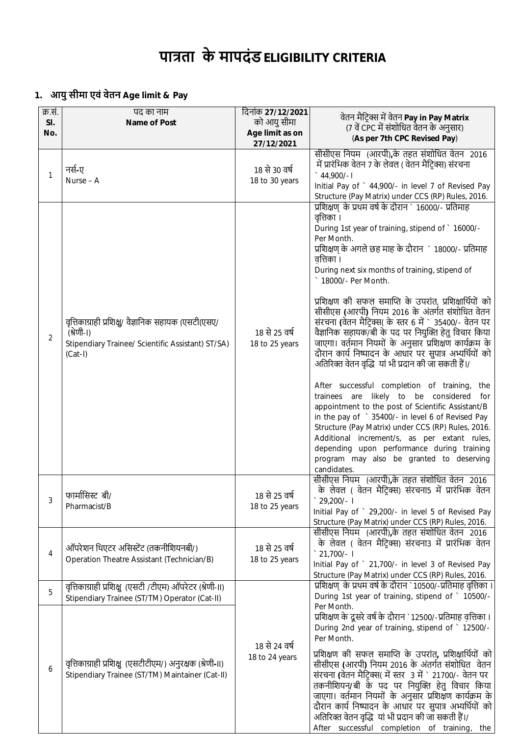# पात्रता के मापदंड ELIGIBILITY CRITERIA

## 1. आयु सीमा एवं वेतन Age limit & Pay

| क्र.सं. Sl. No. | पद का नाम Name of Post | दिनांक 27/12/2021 को आयु सीमा Age limit as on 27/12/2021 | वेतन मैट्रिक्स में वेतन Pay in Pay Matrix (7 वें CPC में संशोधित वेतन के अनुसार) (As per 7th CPC Revised Pay) |
|---|---|---|---|
| 1 | नर्स-ए<br>Nurse – A | 18 से 30 वर्ष<br>18 to 30 years | सीसीएस नियम (आरपी),के तहत संशोधित वेतन 2016 में प्रारंभिक वेतन 7 के लेवल ( वेतन मैट्रिक्स) संरचना ` 44,900/- I<br>Initial Pay of ` 44,900/- in level 7 of Revised Pay Structure (Pay Matrix) under CCS (RP) Rules, 2016. |
| 2 | वृत्तिकाग्राही प्रशिक्षु/ वैज्ञानिक सहायक (एसटी(एसए/ (श्रेणी-I)<br>Stipendiary Trainee/ Scientific Assistant) ST/SA) (Cat-I) | 18 से 25 वर्ष<br>18 to 25 years | प्रशिक्षण् के प्रथम वर्ष के दौरान ` 16000/- प्रतिमाह वृत्तिका ।<br>During 1st year of training, stipend of ` 16000/- Per Month.<br>प्रशिक्षण् के अगले छह माह के दौरान ` 18000/- प्रतिमाह वृत्तिका ।<br>During next six months of training, stipend of ` 18000/- Per Month.<br><br>प्रशिक्षण की सफल समाप्ति के उपरांत, प्रशिक्षार्थियों को सीसीएस (आरपी) नियम 2016 के अंतर्गत संशोधित वेतन संरचना (वेतन मैट्रिक्स( के स्तर 6 में ` 35400/- वेतन पर वैज्ञानिक सहायक/बी के पद पर नियुक्ति हेतु विचार किया जाएगा। वर्तमान नियमों के अनुसार प्रशिक्षण कार्यक्रम के दौरान कार्य निष्पादन के आधार पर सुपात्र अभ्यर्थियों को अतिरिक्त वेतन वृद्धि यां भी प्रदान की जा सकती हैं।/<br><br>After successful completion of training, the trainees are likely to be considered for appointment to the post of Scientific Assistant/B in the pay of ` 35400/- in level 6 of Revised Pay Structure (Pay Matrix) under CCS (RP) Rules, 2016. Additional increment/s, as per extant rules, depending upon performance during training program may also be granted to deserving candidates. |
| 3 | फार्मासिस्ट बी/<br>Pharmacist/B | 18 से 25 वर्ष<br>18 to 25 years | सीसीएस नियम (आरपी),के तहत संशोधित वेतन 2016 के लेवल ( वेतन मैट्रिक्स) संरचना5 में प्रारंभिक वेतन ` 29,200/- I<br>Initial Pay of ` 29,200/- in level 5 of Revised Pay Structure (Pay Matrix) under CCS (RP) Rules, 2016. |
| 4 | ऑपरेशन थिएटर असिस्टेंट (तकनीशियनबी/)<br>Operation Theatre Assistant (Technician/B) | 18 से 25 वर्ष<br>18 to 25 years | सीसीएस नियम (आरपी),के तहत संशोधित वेतन 2016 के लेवल ( वेतन मैट्रिक्स) संरचना3 में प्रारंभिक वेतन ` 21,700/- I<br>Initial Pay of ` 21,700/- in level 3 of Revised Pay Structure (Pay Matrix) under CCS (RP) Rules, 2016. |
| 5 | वृत्तिकाग्राही प्रशिक्षु (एसटी /टीएम) ऑपरेटर (श्रेणी-II)<br>Stipendiary Trainee (ST/TM) Operator (Cat-II) | 18 से 24 वर्ष<br>18 to 24 years | प्रशिक्षण् के प्रथम वर्ष के दौरान `10500/-प्रतिमाह वृत्तिका ।<br>During 1st year of training, stipend of ` 10500/- Per Month.<br>प्रशिक्षण के दूसरे वर्ष के दौरान `12500/-प्रतिमाह वृत्तिका ।<br>During 2nd year of training, stipend of ` 12500/- Per Month.<br><br>प्रशिक्षण की सफल समाप्ति के उपरांत, प्रशिक्षार्थियों को सीसीएस (आरपी) नियम 2016 के अंतर्गत संशोधित वेतन संरचना (वेतन मैट्रिक्स( में स्तर 3 में ` 21700/- वेतन पर तकनीशियन/बी के पद पर नियुक्ति हेतु विचार किया जाएगा। वर्तमान नियमों के अनुसार प्रशिक्षण कार्यक्रम के दौरान कार्य निष्पादन के आधार पर सुपात्र अभ्यर्थियों को अतिरिक्त वेतन वृद्धि यां भी प्रदान की जा सकती हैं।/<br>After successful completion of training, the |
| 6 | वृत्तिकाग्राही प्रशिक्षु (एसटीटीएम/) अनुरक्षक (श्रेणी-II)<br>Stipendiary Trainee (ST/TM) Maintainer (Cat-II) | | |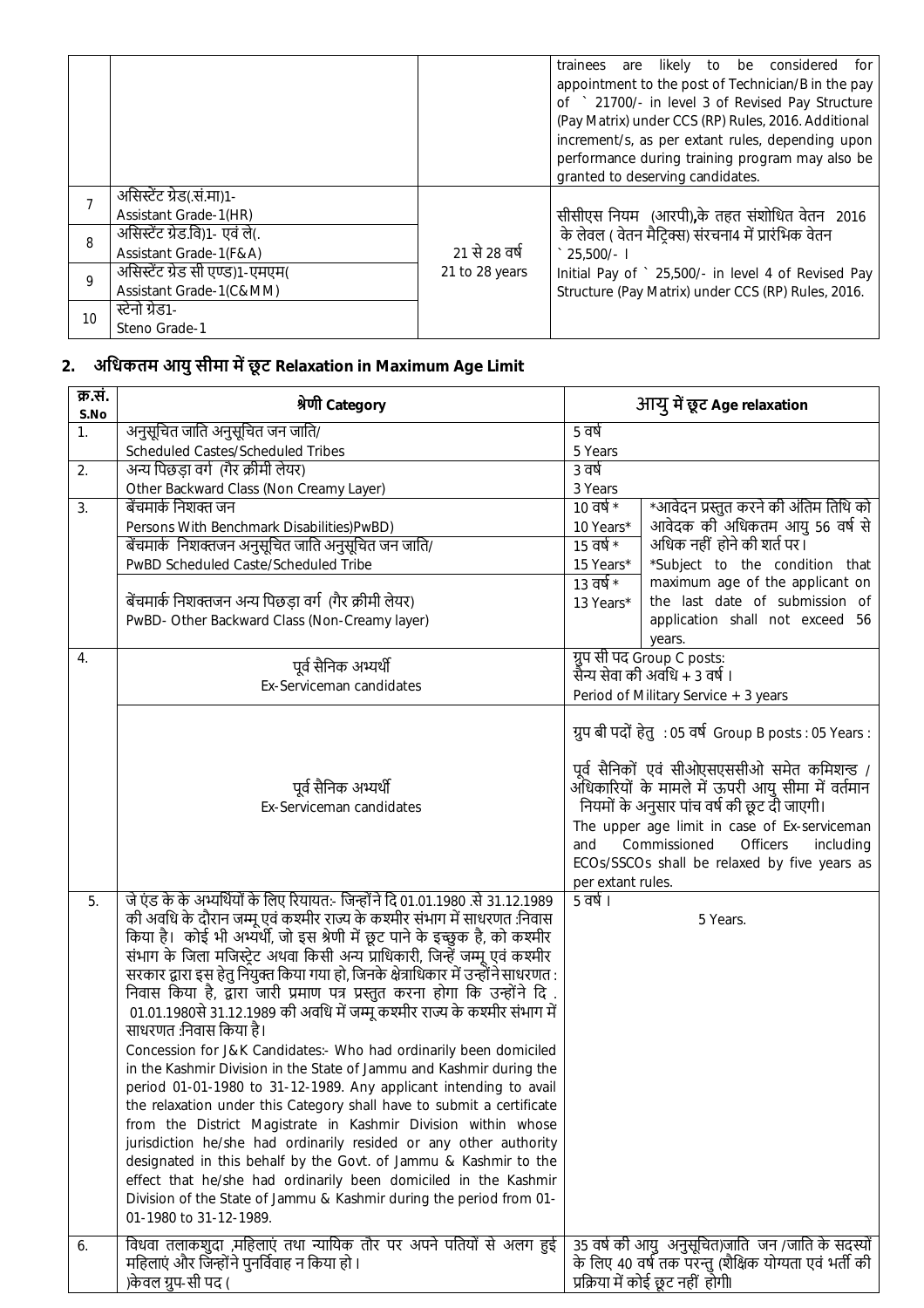| | | | trainees are likely to be considered for appointment to the post of Technician/B in the pay of ` 21700/- in level 3 of Revised Pay Structure (Pay Matrix) under CCS (RP) Rules, 2016. Additional increment/s, as per extant rules, depending upon performance during training program may also be granted to deserving candidates. |
|---|---|---|---|
| 7 | असिस्टेंट ग्रेड(.सं.मा)1-<br>Assistant Grade-1(HR) | 21 से 28 वर्ष<br>21 to 28 years | सीसीएस नियम (आरपी),के तहत संशोधित वेतन 2016 के लेवल ( वेतन मैट्रिक्स) संरचना4 में प्रारंभिक वेतन ` 25,500/- ।<br>Initial Pay of ` 25,500/- in level 4 of Revised Pay Structure (Pay Matrix) under CCS (RP) Rules, 2016. |
| 8 | असिस्टेंट ग्रेड.वि)1- एवं ले(.<br>Assistant Grade-1(F&A) | | |
| 9 | असिस्टेंट ग्रेड सी एण्ड)1-एमएम(<br>Assistant Grade-1(C&MM) | | |
| 10 | स्टेनो ग्रेड1-<br>Steno Grade-1 | | |

## 2. अधिकतम आयु सीमा में छूट Relaxation in Maximum Age Limit

| क्र.सं.<br>S.No | श्रेणी Category | आयु में छूट Age relaxation | |
|---|---|---|---|
| 1. | अनुसूचित जाति अनुसूचित जन जाति/<br>Scheduled Castes/Scheduled Tribes | 5 वर्ष<br>5 Years | |
| 2. | अन्य पिछड़ा वर्ग (गैर क्रीमी लेयर)<br>Other Backward Class (Non Creamy Layer) | 3 वर्ष<br>3 Years | |
| 3. | बेंचमार्क निशक्त जन<br>Persons With Benchmark Disabilities)PwBD) | 10 वर्ष *<br>10 Years* | *आवेदन प्रस्तुत करने की अंतिम तिथि को आवेदक की अधिकतम आयु 56 वर्ष से अधिक नहीं होने की शर्त पर।<br>*Subject to the condition that maximum age of the applicant on the last date of submission of application shall not exceed 56 years. |
| | बेंचमार्क निशक्तजन अनुसूचित जाति अनुसूचित जन जाति/<br>PwBD Scheduled Caste/Scheduled Tribe | 15 वर्ष *<br>15 Years* | |
| | बेंचमार्क निशक्तजन अन्य पिछड़ा वर्ग (गैर क्रीमी लेयर)<br>PwBD- Other Backward Class (Non-Creamy layer) | 13 वर्ष *<br>13 Years* | |
| 4. | पूर्व सैनिक अभ्यर्थी<br>Ex-Serviceman candidates | ग्रुप सी पद Group C posts:<br>सैन्य सेवा की अवधि + 3 वर्ष ।<br>Period of Military Service + 3 years | |
| | पूर्व सैनिक अभ्यर्थी<br>Ex-Serviceman candidates | ग्रुप बी पदों हेतु : 05 वर्ष Group B posts : 05 Years :<br>पूर्व सैनिकों एवं सीओएसएससीओ समेत कमिशन्ड / अधिकारियों के मामले में ऊपरी आयु सीमा में वर्तमान नियमों के अनुसार पांच वर्ष की छूट दी जाएगी।<br>The upper age limit in case of Ex-serviceman and Commissioned Officers including ECOs/SSCOs shall be relaxed by five years as per extant rules. | |
| 5. | जे एंड के के अभ्यर्थियों के लिए रियायत:- जिन्होंने दि 01.01.1980 .से 31.12.1989 की अवधि के दौरान जम्मू एवं कश्मीर राज्य के कश्मीर संभाग में साधरणत :निवास किया है। कोई भी अभ्यर्थी, जो इस श्रेणी में छूट पाने के इच्छुक है, को कश्मीर संभाग के जिला मजिस्ट्रेट अथवा किसी अन्य प्राधिकारी, जिन्हें जम्मू एवं कश्मीर सरकार द्वारा इस हेतु नियुक्त किया गया हो, जिनके क्षेत्राधिकार में उन्होंने साधरणत : निवास किया है, द्वारा जारी प्रमाण पत्र प्रस्तुत करना होगा कि उन्होंने दि . 01.01.1980से 31.12.1989 की अवधि में जम्मू कश्मीर राज्य के कश्मीर संभाग में साधरणत :निवास किया है।<br>Concession for J&K Candidates:- Who had ordinarily been domiciled in the Kashmir Division in the State of Jammu and Kashmir during the period 01-01-1980 to 31-12-1989. Any applicant intending to avail the relaxation under this Category shall have to submit a certificate from the District Magistrate in Kashmir Division within whose jurisdiction he/she had ordinarily resided or any other authority designated in this behalf by the Govt. of Jammu & Kashmir to the effect that he/she had ordinarily been domiciled in the Kashmir Division of the State of Jammu & Kashmir during the period from 01-01-1980 to 31-12-1989. | 5 वर्ष ।<br>5 Years. | |
| 6. | विधवा तलाकशुदा ,महिलाएं तथा न्यायिक तौर पर अपने पतियों से अलग हुई महिलाएं और जिन्होंने पुनर्विवाह न किया हो।<br>)केवल ग्रुप-सी पद ( | 35 वर्ष की आयु अनुसूचित)जाति जन /जाति के सदस्यों के लिए 40 वर्ष तक परन्तु (शैक्षिक योग्यता एवं भर्ती की प्रक्रिया में कोई छूट नहीं होगी। | |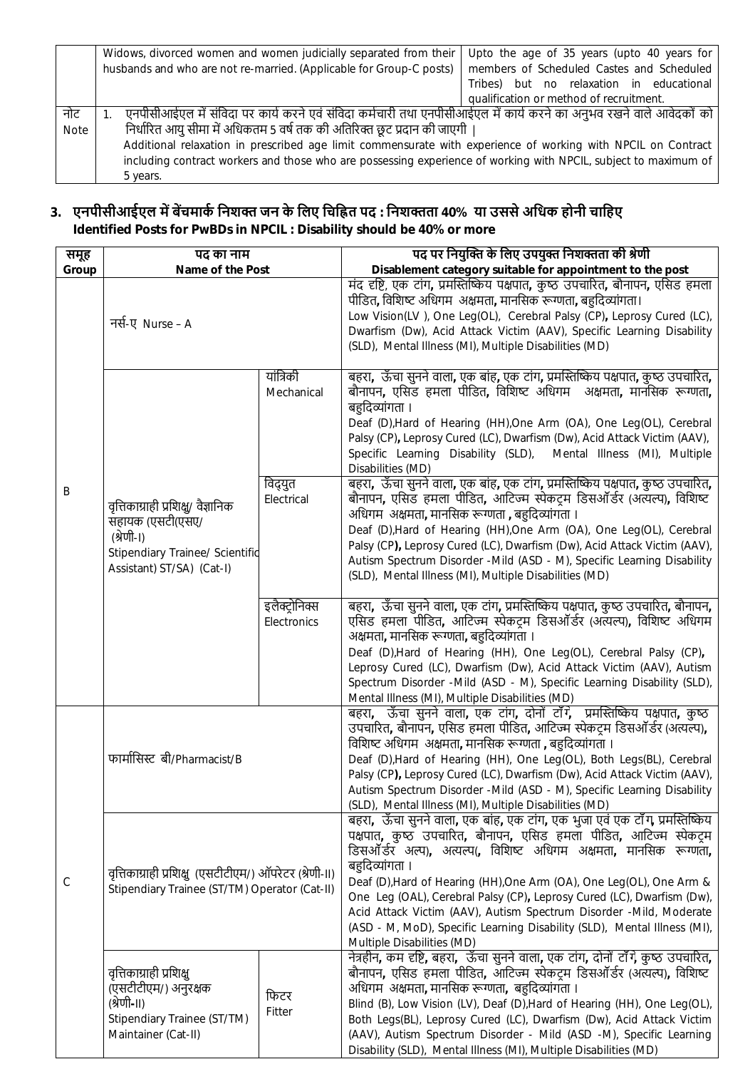| | | |
|---|---|---|
| | Widows, divorced women and women judicially separated from their husbands and who are not re-married. (Applicable for Group-C posts) | Upto the age of 35 years (upto 40 years for members of Scheduled Castes and Scheduled Tribes) but no relaxation in educational qualification or method of recruitment. |
| नोट Note | 1. एनपीसीआईएल में संविदा पर कार्य करने एवं संविदा कर्मचारी तथा एनपीसीआईएल में कार्य करने का अनुभव रखने वाले आवेदकों को निर्धारित आयु सीमा में अधिकतम 5 वर्ष तक की अतिरिक्त छूट प्रदान की जाएगी। Additional relaxation in prescribed age limit commensurate with experience of working with NPCIL on Contract including contract workers and those who are possessing experience of working with NPCIL, subject to maximum of 5 years. | |

## 3. एनपीसीआईएल में बेंचमार्क निशक्त जन के लिए चिह्नित पद : निशक्तता 40% या उससे अधिक होनी चाहिए
## Identified Posts for PwBDs in NPCIL : Disability should be 40% or more

| समूह Group | पद का नाम Name of the Post | | पद पर नियुक्ति के लिए उपयुक्त निशक्तता की श्रेणी Disablement category suitable for appointment to the post |
|---|---|---|---|
| B | नर्स-ए Nurse – A | | मंद दृष्टि, एक टांग, प्रमस्तिष्किय पक्षपात, कुष्ठ उपचारित, बौनापन, एसिड हमला पीडित, विशिष्ट अधिगम अक्षमता, मानसिक रूग्णता, बहुदिव्यांगता। Low Vision(LV ), One Leg(OL), Cerebral Palsy (CP), Leprosy Cured (LC), Dwarfism (Dw), Acid Attack Victim (AAV), Specific Learning Disability (SLD), Mental Illness (MI), Multiple Disabilities (MD) |
| | वृत्तिकाग्राही प्रशिक्षु/ वैज्ञानिक सहायक (एसटी/एसए/ (श्रेणी-I) Stipendiary Trainee/ Scientific Assistant) ST/SA) (Cat-I) | यांत्रिकी Mechanical | बहरा, ऊँचा सुनने वाला, एक बांह, एक टांग, प्रमस्तिष्किय पक्षपात, कुष्ठ उपचारित, बौनापन, एसिड हमला पीडित, विशिष्ट अधिगम अक्षमता, मानसिक रूग्णता, बहुदिव्यांगता। Deaf (D),Hard of Hearing (HH),One Arm (OA), One Leg(OL), Cerebral Palsy (CP), Leprosy Cured (LC), Dwarfism (Dw), Acid Attack Victim (AAV), Specific Learning Disability (SLD), Mental Illness (MI), Multiple Disabilities (MD) |
| | | विद्युत Electrical | बहरा, ऊँचा सुनने वाला, एक बांह, एक टांग, प्रमस्तिष्किय पक्षपात, कुष्ठ उपचारित, बौनापन, एसिड हमला पीडित, आटिज्म स्पेकट्रम डिसऑर्डर (अत्यल्प), विशिष्ट अधिगम अक्षमता, मानसिक रूग्णता , बहुदिव्यांगता। Deaf (D),Hard of Hearing (HH),One Arm (OA), One Leg(OL), Cerebral Palsy (CP), Leprosy Cured (LC), Dwarfism (Dw), Acid Attack Victim (AAV), Autism Spectrum Disorder -Mild (ASD - M), Specific Learning Disability (SLD), Mental Illness (MI), Multiple Disabilities (MD) |
| | | इलैक्ट्रोनिक्स Electronics | बहरा, ऊँचा सुनने वाला, एक टांग, प्रमस्तिष्किय पक्षपात, कुष्ठ उपचारित, बौनापन, एसिड हमला पीडित, आटिज्म स्पेकट्रम डिसऑर्डर (अत्यल्प), विशिष्ट अधिगम अक्षमता, मानसिक रूग्णता, बहुदिव्यांगता। Deaf (D),Hard of Hearing (HH), One Leg(OL), Cerebral Palsy (CP), Leprosy Cured (LC), Dwarfism (Dw), Acid Attack Victim (AAV), Autism Spectrum Disorder -Mild (ASD - M), Specific Learning Disability (SLD), Mental Illness (MI), Multiple Disabilities (MD) |
| C | फार्मासिस्ट बी/Pharmacist/B | | बहरा, ऊँचा सुनने वाला, एक टांग, दोनों टाँगें, प्रमस्तिष्किय पक्षपात, कुष्ठ उपचारित, बौनापन, एसिड हमला पीडित, आटिज्म स्पेकट्रम डिसऑर्डर (अत्यल्प), विशिष्ट अधिगम अक्षमता, मानसिक रूग्णता , बहुदिव्यांगता। Deaf (D),Hard of Hearing (HH), One Leg(OL), Both Legs(BL), Cerebral Palsy (CP), Leprosy Cured (LC), Dwarfism (Dw), Acid Attack Victim (AAV), Autism Spectrum Disorder -Mild (ASD - M), Specific Learning Disability (SLD), Mental Illness (MI), Multiple Disabilities (MD) |
| | वृत्तिकाग्राही प्रशिक्षु (एसटीटीएम/) ऑपरेटर (श्रेणी-II) Stipendiary Trainee (ST/TM) Operator (Cat-II) | | बहरा, ऊँचा सुनने वाला, एक बांह, एक टांग, एक भुजा एवं एक टाँग, प्रमस्तिष्किय पक्षपात, कुष्ठ उपचारित, बौनापन, एसिड हमला पीडित, आटिज्म स्पेकट्रम डिसऑर्डर अल्प), अत्यल्प(, विशिष्ट अधिगम अक्षमता, मानसिक रूग्णता, बहुदिव्यांगता। Deaf (D),Hard of Hearing (HH),One Arm (OA), One Leg(OL), One Arm & One Leg (OAL), Cerebral Palsy (CP), Leprosy Cured (LC), Dwarfism (Dw), Acid Attack Victim (AAV), Autism Spectrum Disorder -Mild, Moderate (ASD - M, MoD), Specific Learning Disability (SLD), Mental Illness (MI), Multiple Disabilities (MD) |
| | वृत्तिकाग्राही प्रशिक्षु (एसटीटीएम/) अनुरक्षक (श्रेणी-II) Stipendiary Trainee (ST/TM) Maintainer (Cat-II) | फिटर Fitter | नेत्रहीन, कम दृष्टि, बहरा, ऊँचा सुनने वाला, एक टांग, दोनों टाँगें, कुष्ठ उपचारित, बौनापन, एसिड हमला पीडित, आटिज्म स्पेकट्रम डिसऑर्डर (अत्यल्प), विशिष्ट अधिगम अक्षमता, मानसिक रूग्णता, बहुदिव्यांगता। Blind (B), Low Vision (LV), Deaf (D),Hard of Hearing (HH), One Leg(OL), Both Legs(BL), Leprosy Cured (LC), Dwarfism (Dw), Acid Attack Victim (AAV), Autism Spectrum Disorder - Mild (ASD -M), Specific Learning Disability (SLD), Mental Illness (MI), Multiple Disabilities (MD) |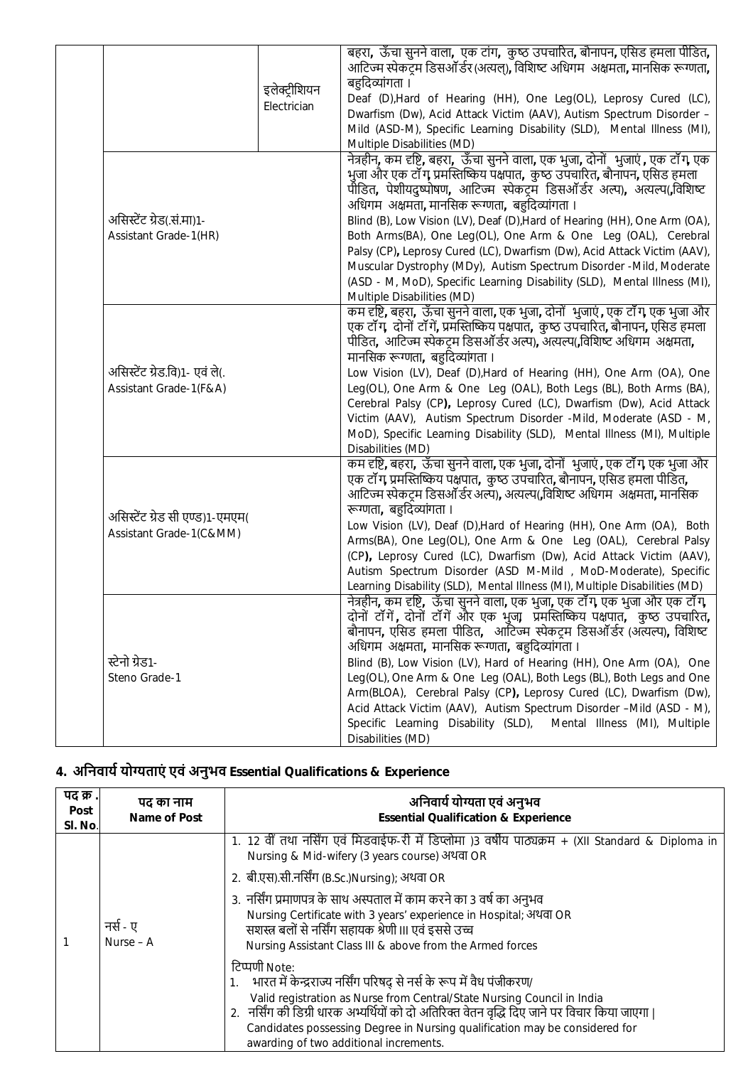| | | | |
|---|---|---|---|
| | | इलेक्ट्रीशियन Electrician | बहरा, ऊँचा सुनने वाला, एक टांग, कुष्ठ उपचारित, बौनापन, एसिड हमला पीडित, आटिज्म स्पेकट्रम डिसऑर्डर (अत्यल्), विशिष्ट अधिगम अक्षमता, मानसिक रूग्णता, बहुदिव्यांगता । Deaf (D),Hard of Hearing (HH), One Leg(OL), Leprosy Cured (LC), Dwarfism (Dw), Acid Attack Victim (AAV), Autism Spectrum Disorder – Mild (ASD-M), Specific Learning Disability (SLD), Mental Illness (MI), Multiple Disabilities (MD) |
| | असिस्टेंट ग्रेड(.सं.मा)1- Assistant Grade-1(HR) | | नेत्रहीन, कम दृष्टि, बहरा, ऊँचा सुनने वाला, एक भुजा, दोनों भुजाएं, एक टॉग, एक भुजा और एक टॉग, प्रमस्तिष्किय पक्षपात, कुष्ठ उपचारित, बौनापन, एसिड हमला पीडित, पेशीयदुष्पोषण, आटिज्म स्पेकट्रम डिसऑर्डर अल्प), अत्यल्प(,विशिष्ट अधिगम अक्षमता, मानसिक रूग्णता, बहुदिव्यांगता । Blind (B), Low Vision (LV), Deaf (D),Hard of Hearing (HH), One Arm (OA), Both Arms(BA), One Leg(OL), One Arm & One Leg (OAL), Cerebral Palsy (CP), Leprosy Cured (LC), Dwarfism (Dw), Acid Attack Victim (AAV), Muscular Dystrophy (MDy), Autism Spectrum Disorder -Mild, Moderate (ASD - M, MoD), Specific Learning Disability (SLD), Mental Illness (MI), Multiple Disabilities (MD) |
| | असिस्टेंट ग्रेड.वि)1- एवं ले(. Assistant Grade-1(F&A) | | कम दृष्टि, बहरा, ऊँचा सुनने वाला, एक भुजा, दोनों भुजाएं, एक टॉग, एक भुजा और एक टॉग, दोनों टॉगें, प्रमस्तिष्किय पक्षपात, कुष्ठ उपचारित, बौनापन, एसिड हमला पीडित, आटिज्म स्पेकट्रम डिसऑर्डर अल्प), अत्यल्प(,विशिष्ट अधिगम अक्षमता, मानसिक रूग्णता, बहुदिव्यांगता । Low Vision (LV), Deaf (D),Hard of Hearing (HH), One Arm (OA), One Leg(OL), One Arm & One Leg (OAL), Both Legs (BL), Both Arms (BA), Cerebral Palsy (CP), Leprosy Cured (LC), Dwarfism (Dw), Acid Attack Victim (AAV), Autism Spectrum Disorder -Mild, Moderate (ASD - M, MoD), Specific Learning Disability (SLD), Mental Illness (MI), Multiple Disabilities (MD) |
| | असिस्टेंट ग्रेड सी एण्ड)1-एमएम( Assistant Grade-1(C&MM) | | कम दृष्टि, बहरा, ऊँचा सुनने वाला, एक भुजा, दोनों भुजाएं, एक टॉग, एक भुजा और एक टॉग, प्रमस्तिष्किय पक्षपात, कुष्ठ उपचारित, बौनापन, एसिड हमला पीडित, आटिज्म स्पेकट्रम डिसऑर्डर अल्प), अत्यल्प(,विशिष्ट अधिगम अक्षमता, मानसिक रूग्णता, बहुदिव्यांगता । Low Vision (LV), Deaf (D),Hard of Hearing (HH), One Arm (OA), Both Arms(BA), One Leg(OL), One Arm & One Leg (OAL), Cerebral Palsy (CP), Leprosy Cured (LC), Dwarfism (Dw), Acid Attack Victim (AAV), Autism Spectrum Disorder (ASD M-Mild , MoD-Moderate), Specific Learning Disability (SLD), Mental Illness (MI), Multiple Disabilities (MD) |
| | स्टेनो ग्रेड1- Steno Grade-1 | | नेत्रहीन, कम दृष्टि, ऊँचा सुनने वाला, एक भुजा, एक टॉग, एक भुजा और एक टॉग, दोनों टॉगें, दोनों टॉगें और एक भुजा, प्रमस्तिष्किय पक्षपात, कुष्ठ उपचारित, बौनापन, एसिड हमला पीडित, आटिज्म स्पेकट्रम डिसऑर्डर (अत्यल्प), विशिष्ट अधिगम अक्षमता, मानसिक रूग्णता, बहुदिव्यांगता । Blind (B), Low Vision (LV), Hard of Hearing (HH), One Arm (OA), One Leg(OL), One Arm & One Leg (OAL), Both Legs (BL), Both Legs and One Arm(BLOA), Cerebral Palsy (CP), Leprosy Cured (LC), Dwarfism (Dw), Acid Attack Victim (AAV), Autism Spectrum Disorder –Mild (ASD - M), Specific Learning Disability (SLD), Mental Illness (MI), Multiple Disabilities (MD) |

## 4. अनिवार्य योग्यताएं एवं अनुभव Essential Qualifications & Experience

| पद क्र. Post Sl. No. | पद का नाम Name of Post | अनिवार्य योग्यता एवं अनुभव Essential Qualification & Experience |
|---|---|---|
| 1 | नर्स - ए Nurse – A | 1. 12 वीं तथा नर्सिंग एवं मिडवाईफ-री में डिप्लोमा )3 वर्षीय पाठ्यक्रम + (XII Standard & Diploma in Nursing & Mid-wifery (3 years course) अथवा OR<br>2. बी.एस).सी.नर्सिंग (B.Sc.)Nursing); अथवा OR<br>3. नर्सिंग प्रमाणपत्र के साथ अस्पताल में काम करने का 3 वर्ष का अनुभव Nursing Certificate with 3 years' experience in Hospital; अथवा OR सशस्त्र बलों से नर्सिंग सहायक श्रेणी III एवं इससे उच्च Nursing Assistant Class III & above from the Armed forces<br>टिप्पणी Note:<br>1. भारत में केन्द्रराज्य नर्सिंग परिषद् से नर्स के रूप में वैध पंजीकरण/ Valid registration as Nurse from Central/State Nursing Council in India<br>2. नर्सिंग की डिग्री धारक अभ्यर्थियों को दो अतिरिक्त वेतन वृद्धि दिए जाने पर विचार किया जाएगा। Candidates possessing Degree in Nursing qualification may be considered for awarding of two additional increments. |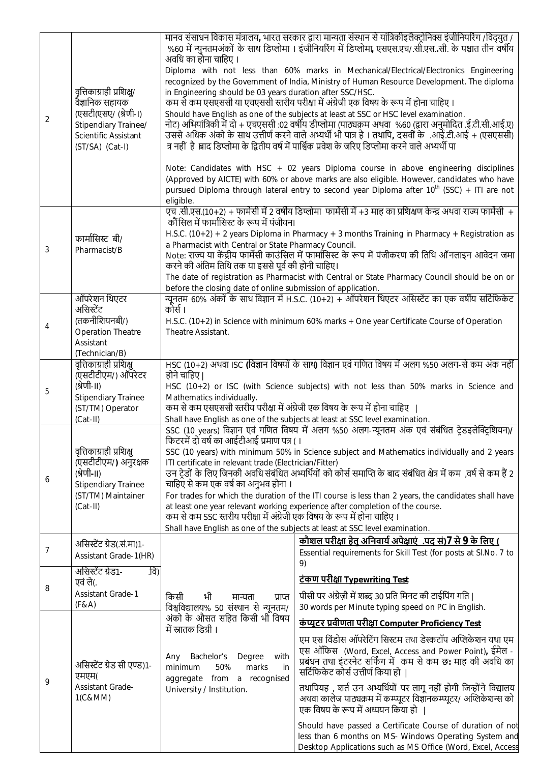| | | | |
|---|---|---|---|
| 2 | वृत्तिकाग्राही प्रशिक्षु/ वैज्ञानिक सहायक (एसटी/एसए/ (श्रेणी-I) Stipendiary Trainee/ Scientific Assistant (ST/SA) (Cat-I) | मानव संसाधन विकास मंत्रालय, भारत सरकार द्वारा मान्यता संस्थान से यांत्रिकीइलैक्ट्रोनिक्स इंजीनियरिंग /विद्युत / %60 में न्युनतमअंकों के साथ डिप्लोमा । इंजीनियरिंग में डिप्लोमा, एसएस.एच/.सी.एस..सी. के पश्चात तीन वर्षीय अवधि का होना चाहिए ।<br>Diploma with not less than 60% marks in Mechanical/Electrical/Electronics Engineering recognized by the Government of India, Ministry of Human Resource Development. The diploma in Engineering should be 03 years duration after SSC/HSC.<br>कम से कम एसएससी या एचएससी स्तरीय परीक्षा में अंग्रेजी एक विषय के रूप में होना चाहिए ।<br>Should have English as one of the subjects at least at SSC or HSC level examination.<br>नोट) अभियांत्रिकी में दो + एचएससी :02 वर्षीय डीप्लोमा (पाठ्यक्रम अथवा %60 (द्वारा अनुमोदित .ई.टी.सी.आई.ए) उससे अधिक अंको के साथ उत्तीर्ण करने वाले अभ्यर्थी भी पात्र है । तथापि, दसवीं के .आई.टी.आई + (एसएससी) त्र नहीं है बाद डिप्लोमा के द्वितीय वर्ष में पार्श्विक प्रवेश के जरिए डिप्लोमा करने वाले अभ्यर्थी पा<br>Note: Candidates with HSC + 02 years Diploma course in above engineering disciplines (Approved by AICTE) with 60% or above marks are also eligible. However, candidates who have pursued Diploma through lateral entry to second year Diploma after 10th (SSC) + ITI are not eligible. | |
| 3 | फार्मासिस्ट बी/ Pharmacist/B | एच .सी.एस.(10+2) + फार्मेसी में 2 वर्षीय डिप्लोमा फार्मेसी में +3 माह का प्रशिक्षण केन्द्र अथवा राज्य फार्मेसी + कौंसिल में फार्मासिस्ट के रूप में पंजीयन।<br>H.S.C. (10+2) + 2 years Diploma in Pharmacy + 3 months Training in Pharmacy + Registration as a Pharmacist with Central or State Pharmacy Council.<br>Note: राज्य या केंद्रीय फार्मेसी काउंसिल में फार्मासिस्ट के रूप में पंजीकरण की तिथि ऑनलाइन आवेदन जमा करने की अंतिम तिथि तक या इससे पूर्व की होनी चाहिए।<br>The date of registration as Pharmacist with Central or State Pharmacy Council should be on or before the closing date of online submission of application. | |
| 4 | ऑपरेशन थिएटर असिस्टेंट (तकनीशियनबी/) Operation Theatre Assistant (Technician/B) | न्यूनतम 60% अंकों के साथ विज्ञान में H.S.C. (10+2) + ऑपरेशन थिएटर असिस्टेंट का एक वर्षीय सर्टिफिकेट कोर्स ।<br>H.S.C. (10+2) in Science with minimum 60% marks + One year Certificate Course of Operation Theatre Assistant. | |
| 5 | वृत्तिकाग्राही प्रशिक्षु (एसटीटीएम/) ऑपरेटर (श्रेणी-II) Stipendiary Trainee (ST/TM) Operator (Cat-II) | HSC (10+2) अथवा ISC (विज्ञान विषयों के साथ) विज्ञान एवं गणित विषय में अलग %50 अलग-से कम अंक नहीं होने चाहिए \|<br>HSC (10+2) or ISC (with Science subjects) with not less than 50% marks in Science and Mathematics individually.<br>कम से कम एसएससी स्तरीय परीक्षा में अंग्रेजी एक विषय के रूप में होना चाहिए \|<br>Shall have English as one of the subjects at least at SSC level examination. | |
| 6 | वृत्तिकाग्राही प्रशिक्षु (एसटीटीएम/) अनुरक्षक (श्रेणी-II) Stipendiary Trainee (ST/TM) Maintainer (Cat-II) | SSC (10 years) विज्ञान एवं गणित विषय में अलग %50 अलग-न्यूनतम अंक एवं संबंधित ट्रेडइलेक्ट्रिशियन)/ फिटरमें दो वर्ष का आईटीआई प्रमाण पत्र ( ।<br>SSC (10 years) with minimum 50% in Science subject and Mathematics individually and 2 years ITI certificate in relevant trade (Electrician/Fitter)<br>उन ट्रेडों के लिए जिनकी अवधि संबंधित अभ्यर्थियों को कोर्स समाप्ति के बाद संबंधित क्षेत्र में कम ,वर्ष से कम हैं 2 चाहिए से कम एक वर्ष का अनुभव होना ।<br>For trades for which the duration of the ITI course is less than 2 years, the candidates shall have at least one year relevant working experience after completion of the course.<br>कम से कम SSC स्तरीय परीक्षा में अंग्रेजी एक विषय के रूप में होना चाहिए ।<br>Shall have English as one of the subjects at least at SSC level examination. | |
| 7 | असिस्टेंट ग्रेड(.सं.मा)1- Assistant Grade-1(HR) | किसी भी मान्यता प्राप्त विश्वविद्यालय% 50 संस्थान से न्यूनतम/ अंको के औसत सहित किसी भी विषय में स्नातक डिग्री ।<br>Any Bachelor's Degree with minimum 50% marks in aggregate from a recognised University / Institution. | **कौशल परीक्षा हेतु अनिवार्य अपेक्षाएं .पद सं)7 से 9 के लिए (**<br>Essential requirements for Skill Test (for posts at Sl.No. 7 to 9)<br>**टंकण परीक्षा Typewriting Test**<br>पीसी पर अंग्रेज़ी में शब्द 30 प्रति मिनट की टाईपिंग गति \|<br>30 words per Minute typing speed on PC in English.<br>**कंप्यूटर प्रवीणता परीक्षा Computer Proficiency Test**<br>एम एस विंडोस ऑपरेटिंग सिस्टम तथा डेस्कटॉप अप्लिकेशन यथा एम एस ऑफिस (Word, Excel, Access and Power Point), ईमेल - प्रबंधन तथा इंटरनेट सर्फिंग में कम से कम छ: माह की अवधि का सर्टिफिकेट कोर्स उत्तीर्ण किया हो \|<br>तथापियह , शर्त उन अभ्यर्थियों पर लागू नहीं होगी जिन्होंने विद्यालय अथवा कालेज पाठ्यक्रम में कम्प्यूटर विज्ञानकम्प्यूटर/ अप्लिकेशन्स को एक विषय के रूप में अध्ययन किया हो \|<br>Should have passed a Certificate Course of duration of not less than 6 months on MS- Windows Operating System and Desktop Applications such as MS Office (Word, Excel, Access |
| 8 | असिस्टेंट ग्रेड1- .वि) एवं ले(. Assistant Grade-1 (F&A) | | |
| 9 | असिस्टेंट ग्रेड सी एण्ड)1- एमएम( Assistant Grade-1(C&MM) | | |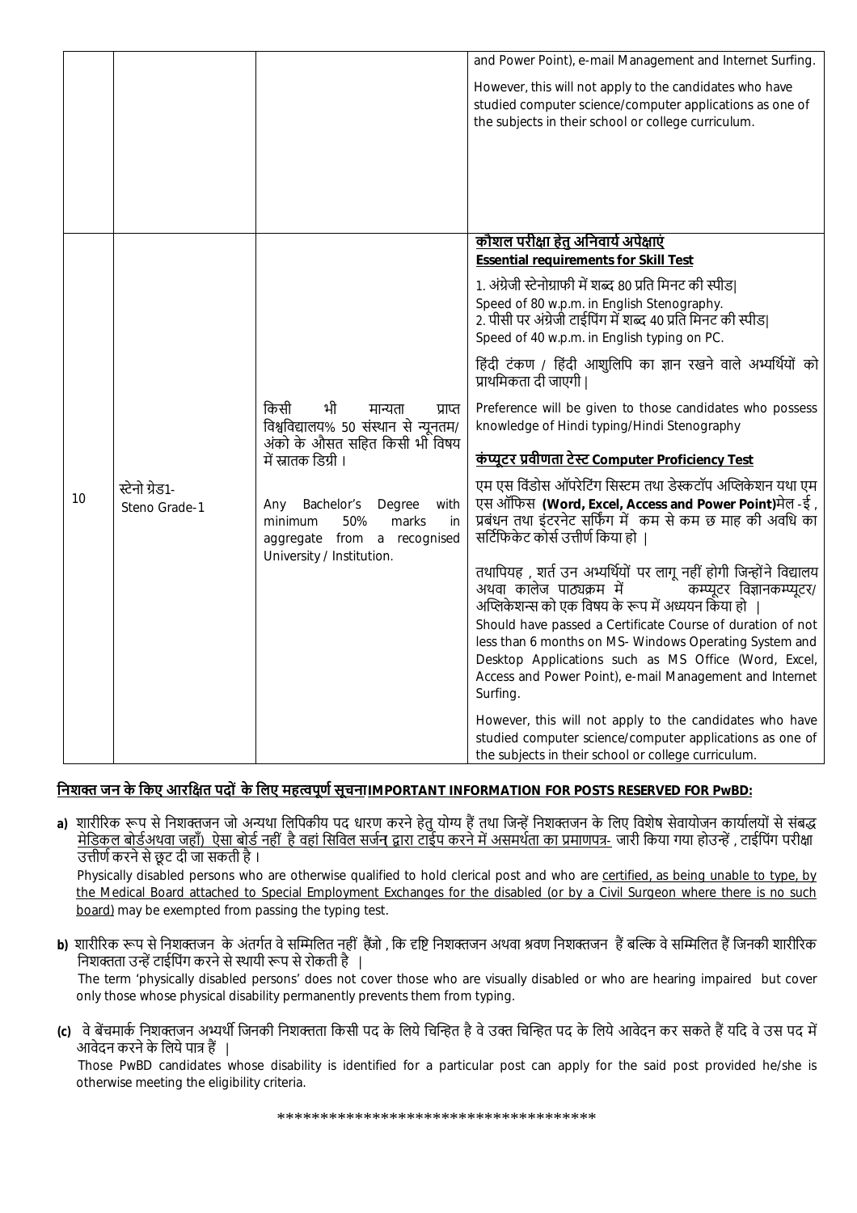| | | | |
|---|---|---|---|
| | | | and Power Point), e-mail Management and Internet Surfing.<br><br>However, this will not apply to the candidates who have studied computer science/computer applications as one of the subjects in their school or college curriculum. |
| 10 | स्टेनो ग्रेड1-<br>Steno Grade-1 | किसी भी मान्यता प्राप्त विश्वविद्यालय% 50 संस्थान से न्यूनतम/ अंको के औसत सहित किसी भी विषय में स्नातक डिग्री ।<br><br>Any Bachelor's Degree with minimum 50% marks in aggregate from a recognised University / Institution. | **कौशल परीक्षा हेतु अनिवार्य अपेक्षाएं**<br>**Essential requirements for Skill Test**<br><br>1. अंग्रेजी स्टेनोग्राफी में शब्द 80 प्रति मिनट की स्पीड\|<br>Speed of 80 w.p.m. in English Stenography.<br>2. पीसी पर अंग्रेजी टाईपिंग में शब्द 40 प्रति मिनट की स्पीड\|<br>Speed of 40 w.p.m. in English typing on PC.<br><br>हिंदी टंकण / हिंदी आशुलिपि का ज्ञान रखने वाले अभ्यर्थियों को प्राथमिकता दी जाएगी \|<br><br>Preference will be given to those candidates who possess knowledge of Hindi typing/Hindi Stenography<br><br>**कंप्यूटर प्रवीणता टेस्ट Computer Proficiency Test**<br><br>एम एस विंडोस ऑपरेटिंग सिस्टम तथा डेस्कटॉप अप्लिकेशन यथा एम एस ऑफिस **(Word, Excel, Access and Power Point)**मेल -ई , प्रबंधन तथा इंटरनेट सर्फिंग में कम से कम छ माह की अवधि का सर्टिफिकेट कोर्स उत्तीर्ण किया हो \|<br><br>तथापियह , शर्त उन अभ्यर्थियों पर लागू नहीं होगी जिन्होंने विद्यालय अथवा कालेज पाठ्यक्रम में कम्प्यूटर विज्ञानकम्प्यूटर/ अप्लिकेशन्स को एक विषय के रूप में अध्ययन किया हो \|<br>Should have passed a Certificate Course of duration of not less than 6 months on MS- Windows Operating System and Desktop Applications such as MS Office (Word, Excel, Access and Power Point), e-mail Management and Internet Surfing.<br><br>However, this will not apply to the candidates who have studied computer science/computer applications as one of the subjects in their school or college curriculum. |

**निशक्त जन के किए आरक्षित पदों के लिए महत्वपूर्ण सूचनाIMPORTANT INFORMATION FOR POSTS RESERVED FOR PwBD:**

**a)** शारीरिक रूप से निशक्तजन जो अन्यथा लिपिकीय पद धारण करने हेतु योग्य हैं तथा जिन्हें निशक्तजन के लिए विशेष सेवायोजन कार्यालयों से संबद्ध मेडिकल बोर्डअथवा जहाँ) ऐसा बोर्ड नहीं है वहां सिविल सर्जन् द्वारा टाईप करने में असमर्थता का प्रमाणपत्र- जारी किया गया होउन्हें , टाईपिंग परीक्षा उत्तीर्ण करने से छूट दी जा सकती है ।
Physically disabled persons who are otherwise qualified to hold clerical post and who are certified, as being unable to type, by the Medical Board attached to Special Employment Exchanges for the disabled (or by a Civil Surgeon where there is no such board) may be exempted from passing the typing test.

**b)** शारीरिक रूप से निशक्तजन के अंतर्गत वे सम्मिलित नहीं हैंजो , कि दृष्टि निशक्तजन अथवा श्रवण निशक्तजन हैं बल्कि वे सम्मिलित हैं जिनकी शारीरिक निशक्तता उन्हें टाईपिंग करने से स्थायी रूप से रोकती है |
The term 'physically disabled persons' does not cover those who are visually disabled or who are hearing impaired but cover only those whose physical disability permanently prevents them from typing.

**(c)** वे बेंचमार्क निशक्तजन अभ्यर्थी जिनकी निशक्तता किसी पद के लिये चिन्हित है वे उक्त चिन्हित पद के लिये आवेदन कर सकते हैं यदि वे उस पद में आवेदन करने के लिये पात्र हैं |
Those PwBD candidates whose disability is identified for a particular post can apply for the said post provided he/she is otherwise meeting the eligibility criteria.

\*\*\*\*\*\*\*\*\*\*\*\*\*\*\*\*\*\*\*\*\*\*\*\*\*\*\*\*\*\*\*\*\*\*\*\*\*\*